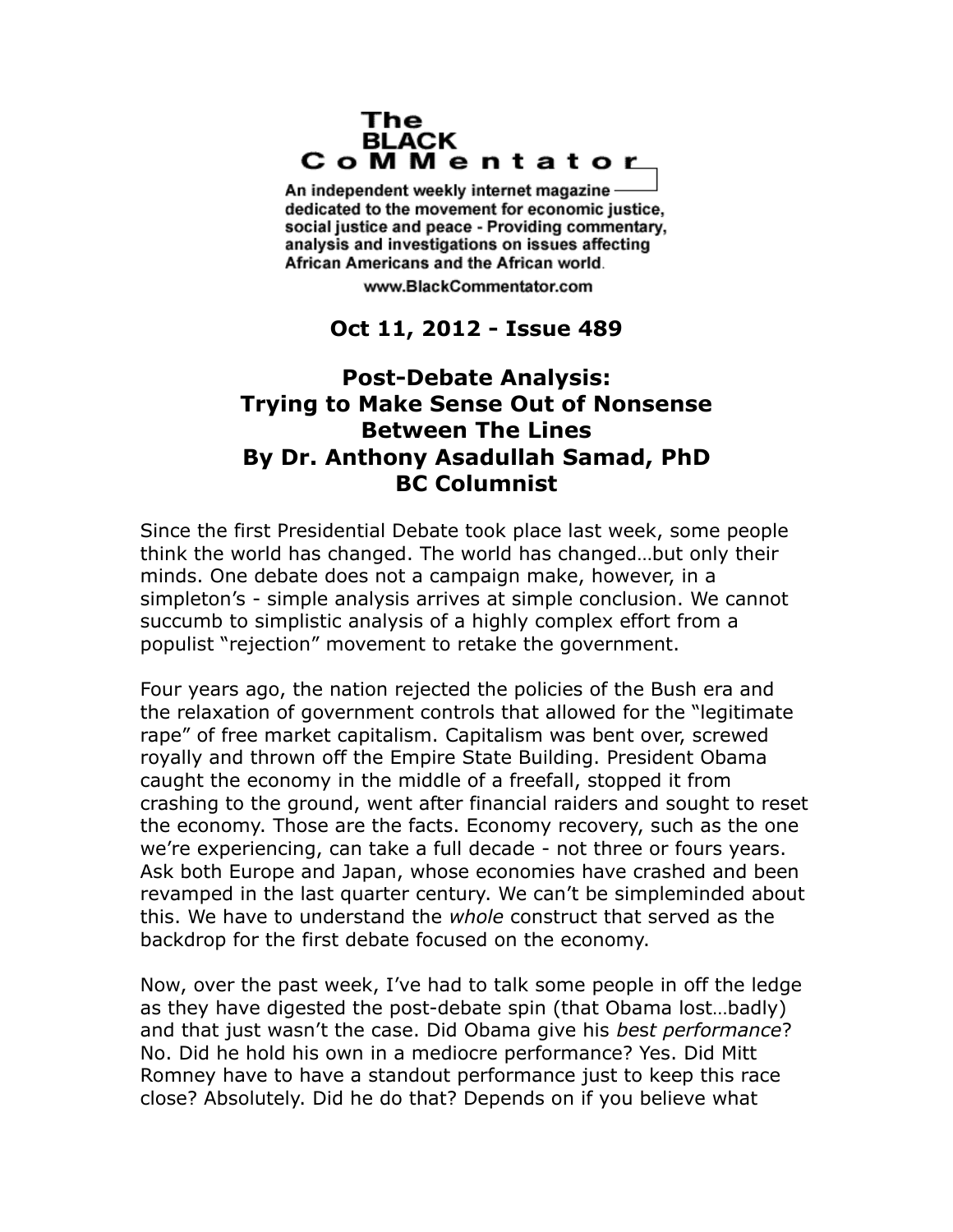**The BLACK CoMMentator**

An independent weekly internet magazine dedicated to the movement for economic justice, social justice and peace - Providing commentary, analysis and investigations on issues affecting African Americans and the African world.

www.BlackCommentator.com

**Oct 11, 2012 - Issue 489**

# Post-Debate Analysis: Trying to Make Sense Out of Nonsense

**Between The Lines**
**By Dr. Anthony Asadullah Samad, PhD**
**BC Columnist**

Since the first Presidential Debate took place last week, some people think the world has changed. The world has changed…but only their minds. One debate does not a campaign make, however, in a simpleton's - simple analysis arrives at simple conclusion. We cannot succumb to simplistic analysis of a highly complex effort from a populist "rejection" movement to retake the government.

Four years ago, the nation rejected the policies of the Bush era and the relaxation of government controls that allowed for the "legitimate rape" of free market capitalism. Capitalism was bent over, screwed royally and thrown off the Empire State Building. President Obama caught the economy in the middle of a freefall, stopped it from crashing to the ground, went after financial raiders and sought to reset the economy. Those are the facts. Economy recovery, such as the one we're experiencing, can take a full decade - not three or fours years. Ask both Europe and Japan, whose economies have crashed and been revamped in the last quarter century. We can't be simpleminded about this. We have to understand the *whole* construct that served as the backdrop for the first debate focused on the economy.

Now, over the past week, I've had to talk some people in off the ledge as they have digested the post-debate spin (that Obama lost…badly) and that just wasn't the case. Did Obama give his *best performance*? No. Did he hold his own in a mediocre performance? Yes. Did Mitt Romney have to have a standout performance just to keep this race close? Absolutely. Did he do that? Depends on if you believe what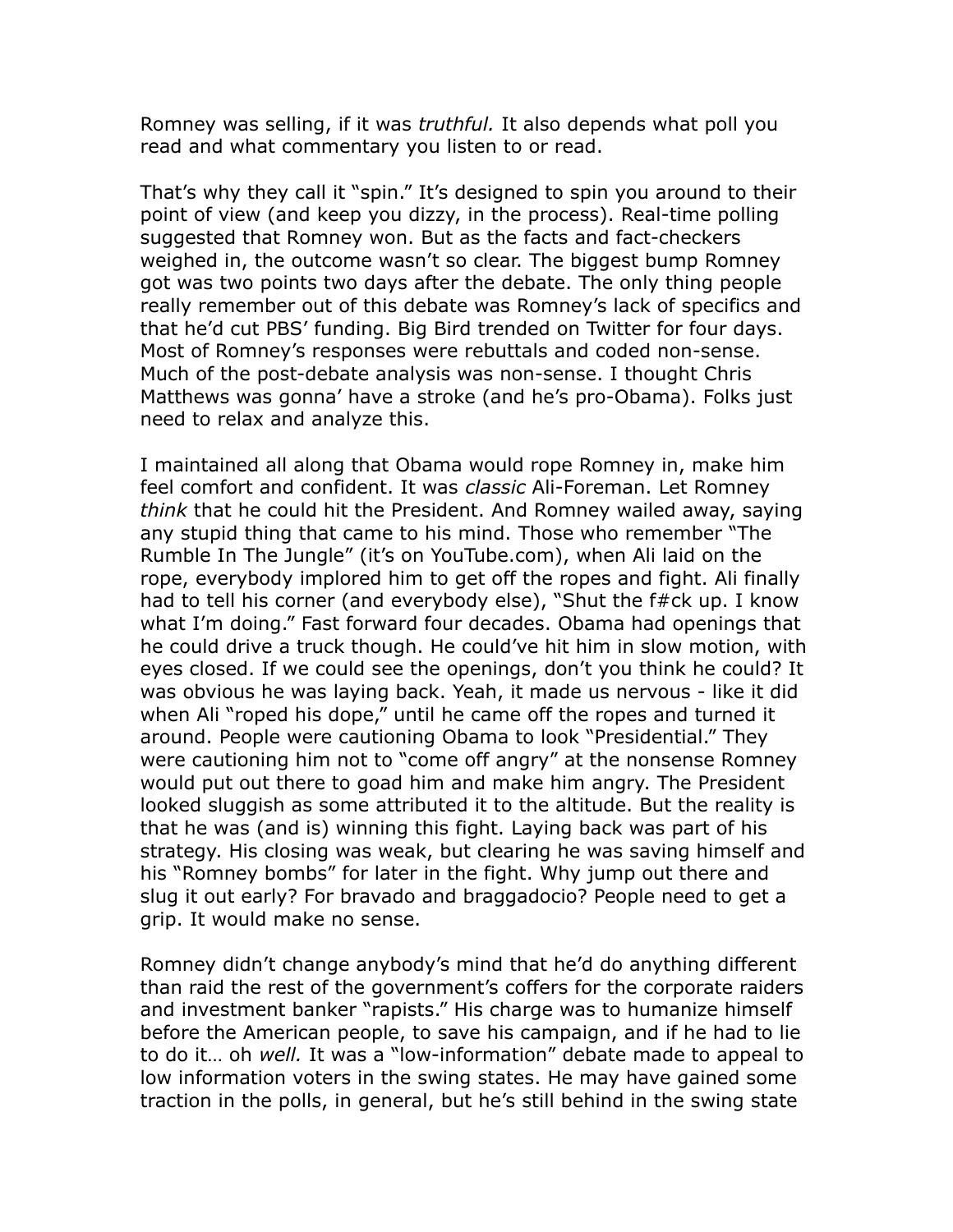Romney was selling, if it was *truthful.* It also depends what poll you read and what commentary you listen to or read.

That's why they call it "spin." It's designed to spin you around to their point of view (and keep you dizzy, in the process). Real-time polling suggested that Romney won. But as the facts and fact-checkers weighed in, the outcome wasn't so clear. The biggest bump Romney got was two points two days after the debate. The only thing people really remember out of this debate was Romney's lack of specifics and that he'd cut PBS' funding. Big Bird trended on Twitter for four days. Most of Romney's responses were rebuttals and coded non-sense. Much of the post-debate analysis was non-sense. I thought Chris Matthews was gonna' have a stroke (and he's pro-Obama). Folks just need to relax and analyze this.

I maintained all along that Obama would rope Romney in, make him feel comfort and confident. It was *classic* Ali-Foreman. Let Romney *think* that he could hit the President. And Romney wailed away, saying any stupid thing that came to his mind. Those who remember "The Rumble In The Jungle" (it's on YouTube.com), when Ali laid on the rope, everybody implored him to get off the ropes and fight. Ali finally had to tell his corner (and everybody else), "Shut the f#ck up. I know what I'm doing." Fast forward four decades. Obama had openings that he could drive a truck though. He could've hit him in slow motion, with eyes closed. If we could see the openings, don't you think he could? It was obvious he was laying back. Yeah, it made us nervous - like it did when Ali "roped his dope," until he came off the ropes and turned it around. People were cautioning Obama to look "Presidential." They were cautioning him not to "come off angry" at the nonsense Romney would put out there to goad him and make him angry. The President looked sluggish as some attributed it to the altitude. But the reality is that he was (and is) winning this fight. Laying back was part of his strategy. His closing was weak, but clearing he was saving himself and his "Romney bombs" for later in the fight. Why jump out there and slug it out early? For bravado and braggadocio? People need to get a grip. It would make no sense.

Romney didn't change anybody's mind that he'd do anything different than raid the rest of the government's coffers for the corporate raiders and investment banker "rapists." His charge was to humanize himself before the American people, to save his campaign, and if he had to lie to do it… oh *well.* It was a "low-information" debate made to appeal to low information voters in the swing states. He may have gained some traction in the polls, in general, but he's still behind in the swing state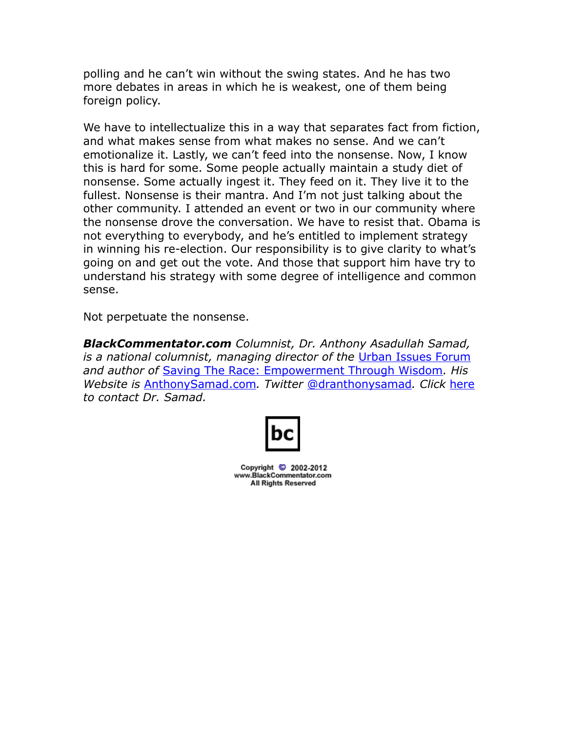polling and he can't win without the swing states. And he has two more debates in areas in which he is weakest, one of them being foreign policy.

We have to intellectualize this in a way that separates fact from fiction, and what makes sense from what makes no sense. And we can't emotionalize it. Lastly, we can't feed into the nonsense. Now, I know this is hard for some. Some people actually maintain a study diet of nonsense. Some actually ingest it. They feed on it. They live it to the fullest. Nonsense is their mantra. And I'm not just talking about the other community. I attended an event or two in our community where the nonsense drove the conversation. We have to resist that. Obama is not everything to everybody, and he's entitled to implement strategy in winning his re-election. Our responsibility is to give clarity to what's going on and get out the vote. And those that support him have try to understand his strategy with some degree of intelligence and common sense.

Not perpetuate the nonsense.

***BlackCommentator.com*** *Columnist, Dr. Anthony Asadullah Samad, is a national columnist, managing director of the* [Urban Issues Forum] *and author of* [Saving The Race: Empowerment Through Wisdom]*. His Website is* [AnthonySamad.com]*. Twitter* [@dranthonysamad]*. Click* [here] *to contact Dr. Samad.*

bc

Copyright © 2002-2012
www.BlackCommentator.com
All Rights Reserved